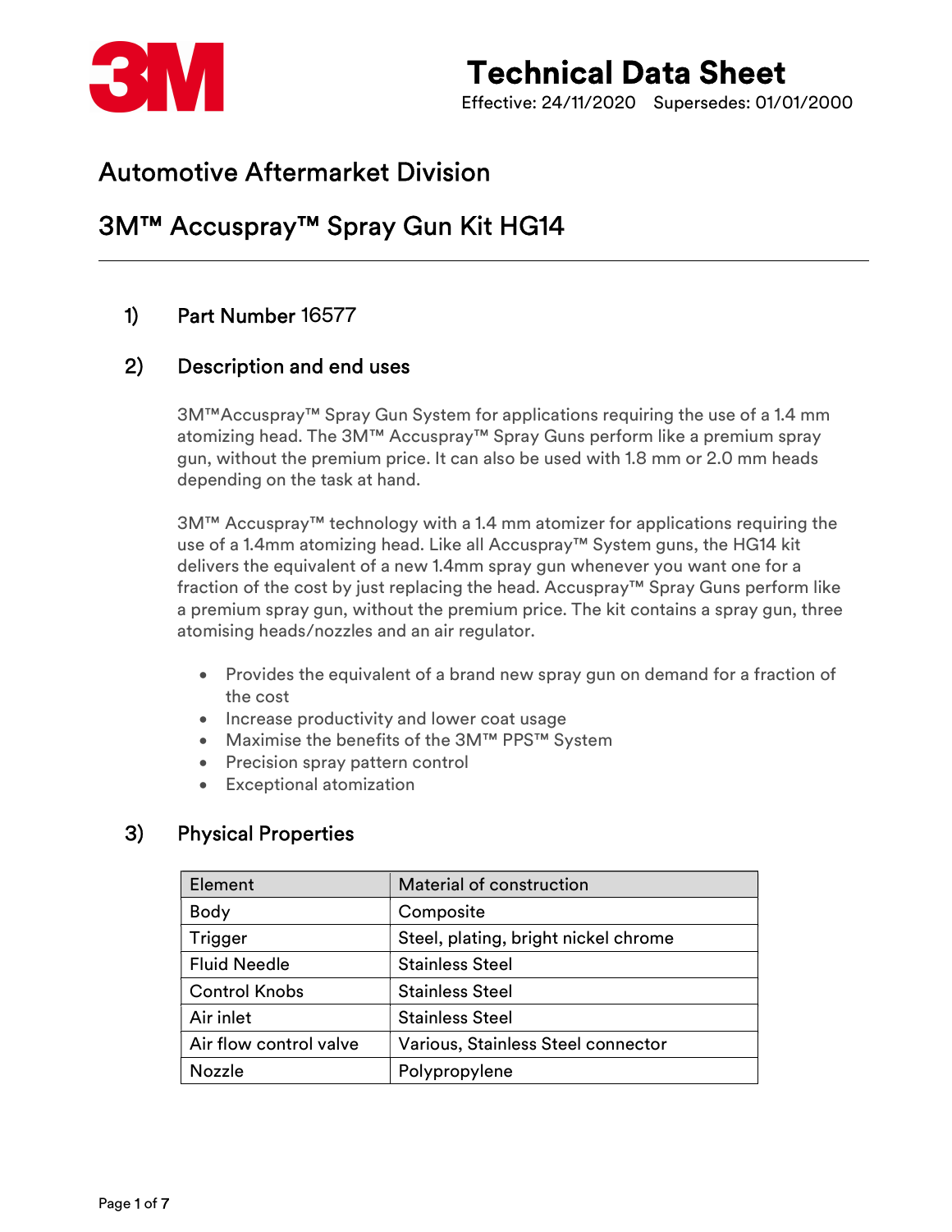# Technical Data Sheet

Effective: 24/11/2020 Supersedes: 01/01/2000

## Automotive Aftermarket Division

## 3M™ Accuspray™ Spray Gun Kit HG14

### 1) Part Number 16577

### 2) Description and end uses

3M™Accuspray™ Spray Gun System for applications requiring the use of a 1.4 mm atomizing head. The 3M™ Accuspray™ Spray Guns perform like a premium spray gun, without the premium price. It can also be used with 1.8 mm or 2.0 mm heads depending on the task at hand.

3M™ Accuspray™ technology with a 1.4 mm atomizer for applications requiring the use of a 1.4mm atomizing head. Like all Accuspray™ System guns, the HG14 kit delivers the equivalent of a new 1.4mm spray gun whenever you want one for a fraction of the cost by just replacing the head. Accuspray™ Spray Guns perform like a premium spray gun, without the premium price. The kit contains a spray gun, three atomising heads/nozzles and an air regulator.

- Provides the equivalent of a brand new spray gun on demand for a fraction of the cost
- Increase productivity and lower coat usage
- Maximise the benefits of the 3M™ PPS™ System
- Precision spray pattern control
- Exceptional atomization

### 3) Physical Properties

| Element | Material of construction |
| --- | --- |
| Body | Composite |
| Trigger | Steel, plating, bright nickel chrome |
| Fluid Needle | Stainless Steel |
| Control Knobs | Stainless Steel |
| Air inlet | Stainless Steel |
| Air flow control valve | Various, Stainless Steel connector |
| Nozzle | Polypropylene |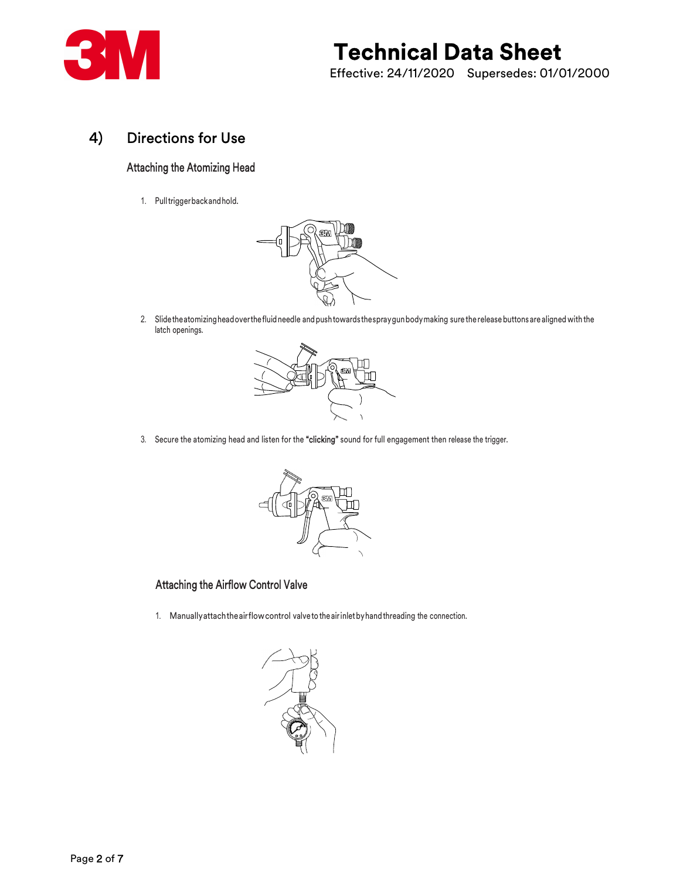## 4) Directions for Use

### Attaching the Atomizing Head

1. Pull trigger back and hold.

2. Slide the atomizing head over the fluid needle and push towards the spray gun body making sure the release buttons are aligned with the latch openings.

3. Secure the atomizing head and listen for the **"clicking"** sound for full engagement then release the trigger.

### Attaching the Airflow Control Valve

1. Manually attach the airflow control valve to the air inlet by hand threading the connection.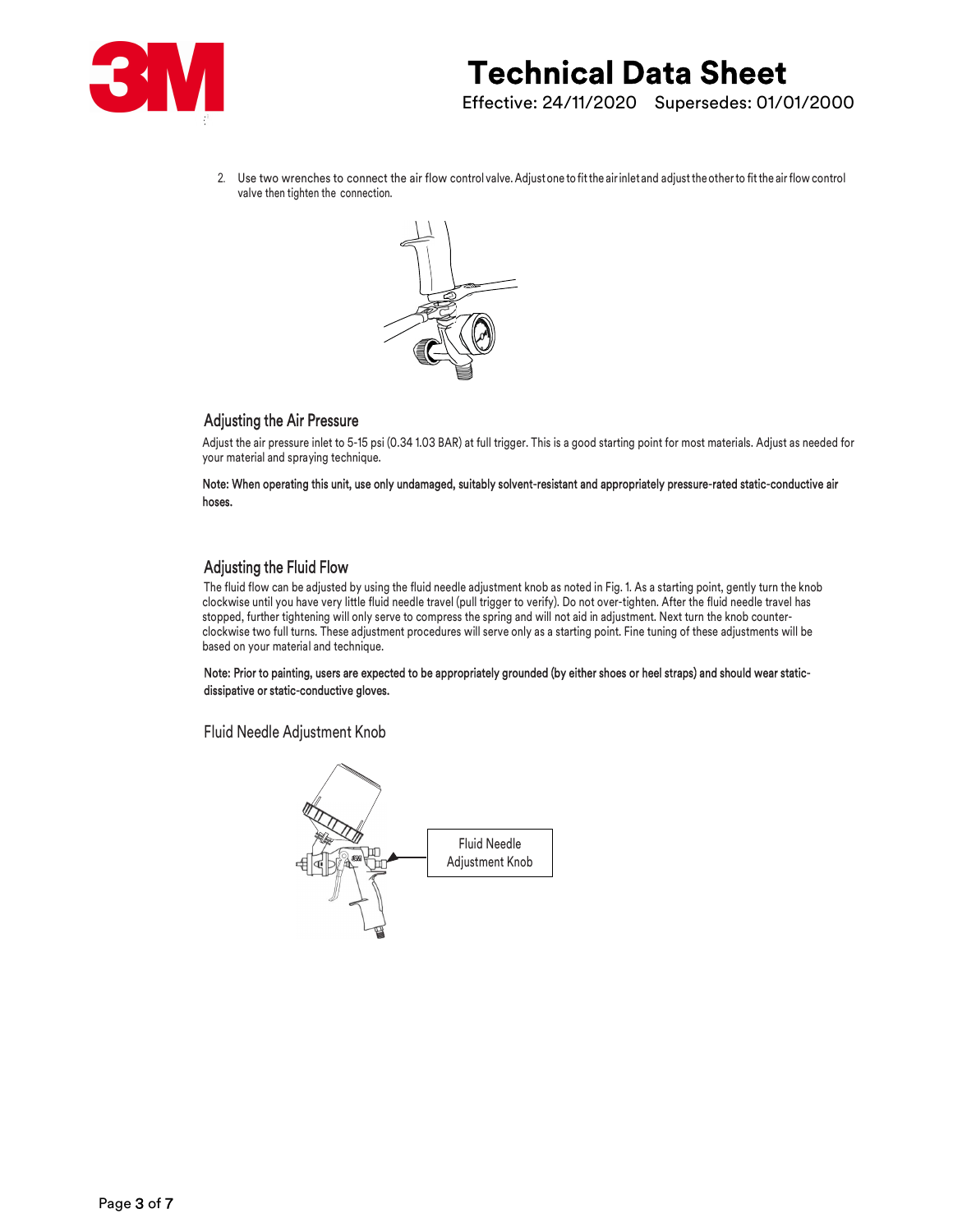2. Use two wrenches to connect the air flow control valve. Adjust one to fit the air inlet and adjust the other to fit the air flow control valve then tighten the connection.

## Adjusting the Air Pressure

Adjust the air pressure inlet to 5-15 psi (0.34 1.03 BAR) at full trigger. This is a good starting point for most materials. Adjust as needed for your material and spraying technique.

**Note: When operating this unit, use only undamaged, suitably solvent-resistant and appropriately pressure-rated static-conductive air hoses.**

## Adjusting the Fluid Flow

The fluid flow can be adjusted by using the fluid needle adjustment knob as noted in Fig. 1. As a starting point, gently turn the knob clockwise until you have very little fluid needle travel (pull trigger to verify). Do not over-tighten. After the fluid needle travel has stopped, further tightening will only serve to compress the spring and will not aid in adjustment. Next turn the knob counter-clockwise two full turns. These adjustment procedures will serve only as a starting point. Fine tuning of these adjustments will be based on your material and technique.

**Note: Prior to painting, users are expected to be appropriately grounded (by either shoes or heel straps) and should wear static-dissipative or static-conductive gloves.**

Fluid Needle Adjustment Knob

Fluid Needle Adjustment Knob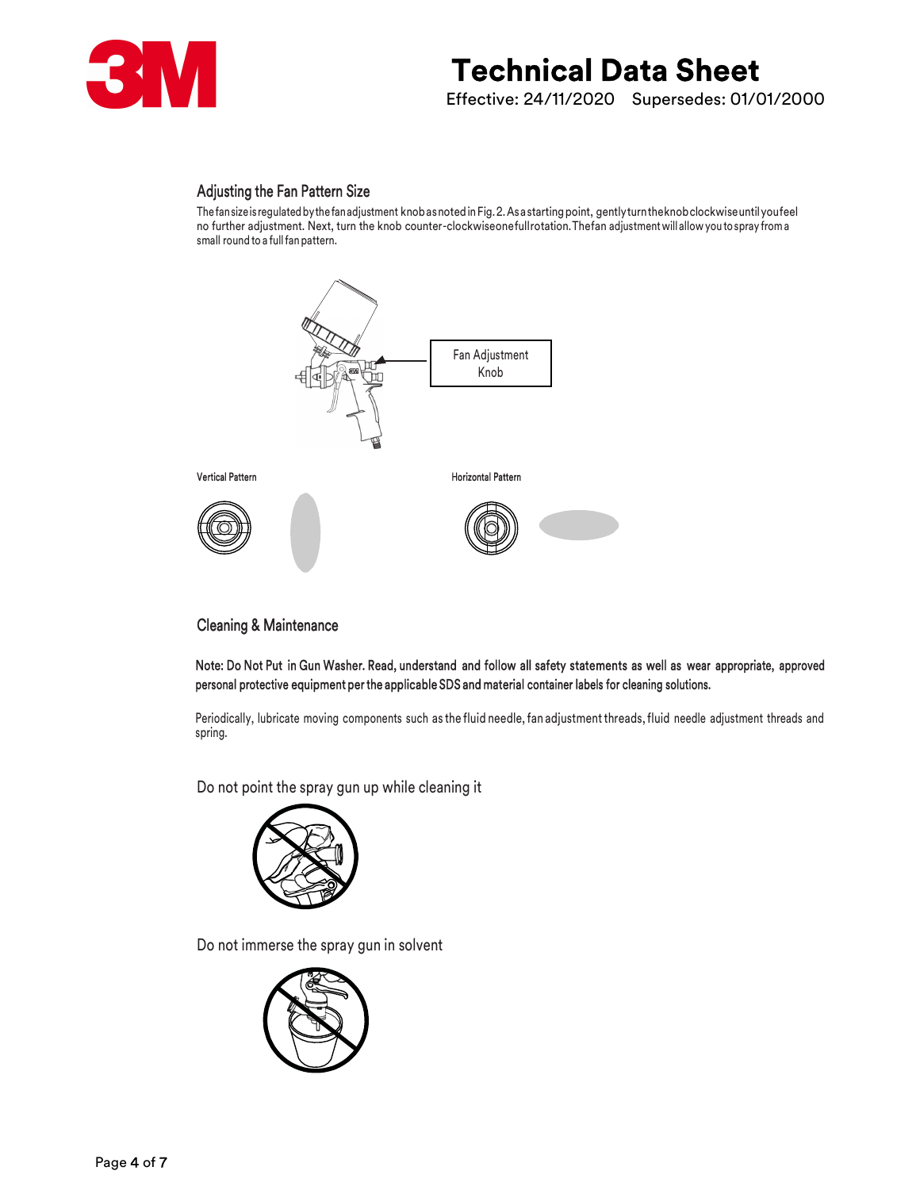## Adjusting the Fan Pattern Size

The fan size is regulated by the fan adjustment knob as noted in Fig. 2. As a starting point, gently turn the knob clockwise until you feel no further adjustment. Next, turn the knob counter-clockwise one full rotation. The fan adjustment will allow you to spray from a small round to a full fan pattern.

Fan Adjustment Knob

Vertical Pattern

Horizontal Pattern

## Cleaning & Maintenance

**Note: Do Not Put in Gun Washer. Read, understand and follow all safety statements as well as wear appropriate, approved personal protective equipment per the applicable SDS and material container labels for cleaning solutions.**

Periodically, lubricate moving components such as the fluid needle, fan adjustment threads, fluid needle adjustment threads and spring.

Do not point the spray gun up while cleaning it

Do not immerse the spray gun in solvent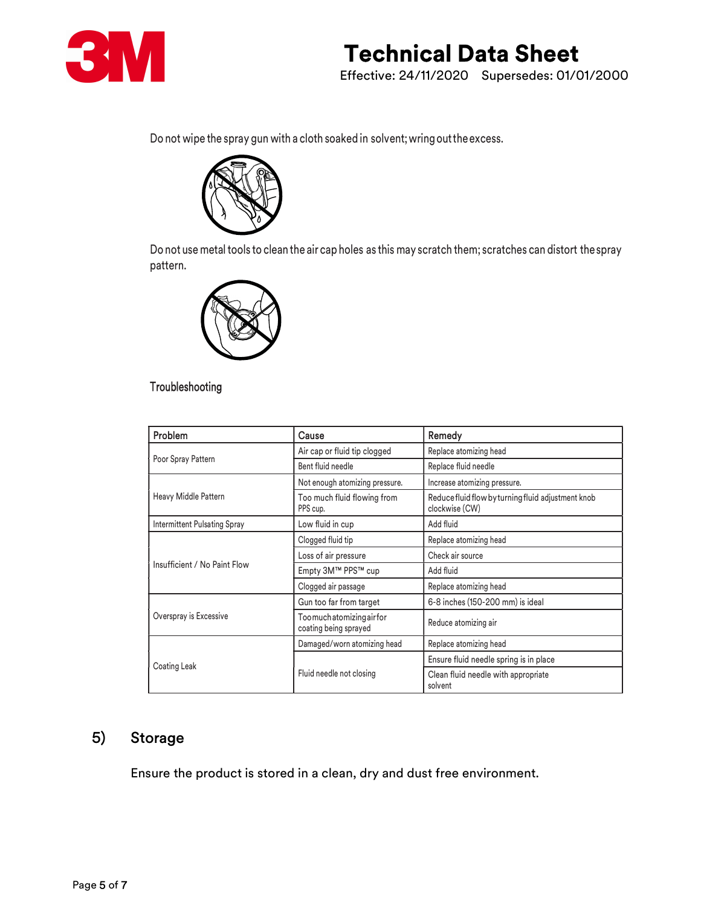Do not wipe the spray gun with a cloth soaked in solvent; wring out the excess.

Do not use metal tools to clean the air cap holes as this may scratch them; scratches can distort the spray pattern.

Troubleshooting

| Problem | Cause | Remedy |
|---|---|---|
| Poor Spray Pattern | Air cap or fluid tip clogged | Replace atomizing head |
| | Bent fluid needle | Replace fluid needle |
| Heavy Middle Pattern | Not enough atomizing pressure. | Increase atomizing pressure. |
| | Too much fluid flowing from PPS cup. | Reduce fluid flow by turning fluid adjustment knob clockwise (CW) |
| Intermittent Pulsating Spray | Low fluid in cup | Add fluid |
| Insufficient / No Paint Flow | Clogged fluid tip | Replace atomizing head |
| | Loss of air pressure | Check air source |
| | Empty 3M™ PPS™ cup | Add fluid |
| | Clogged air passage | Replace atomizing head |
| Overspray is Excessive | Gun too far from target | 6-8 inches (150-200 mm) is ideal |
| | Too much atomizing air for coating being sprayed | Reduce atomizing air |
| Coating Leak | Damaged/worn atomizing head | Replace atomizing head |
| | Fluid needle not closing | Ensure fluid needle spring is in place |
| | | Clean fluid needle with appropriate solvent |

## 5) Storage

Ensure the product is stored in a clean, dry and dust free environment.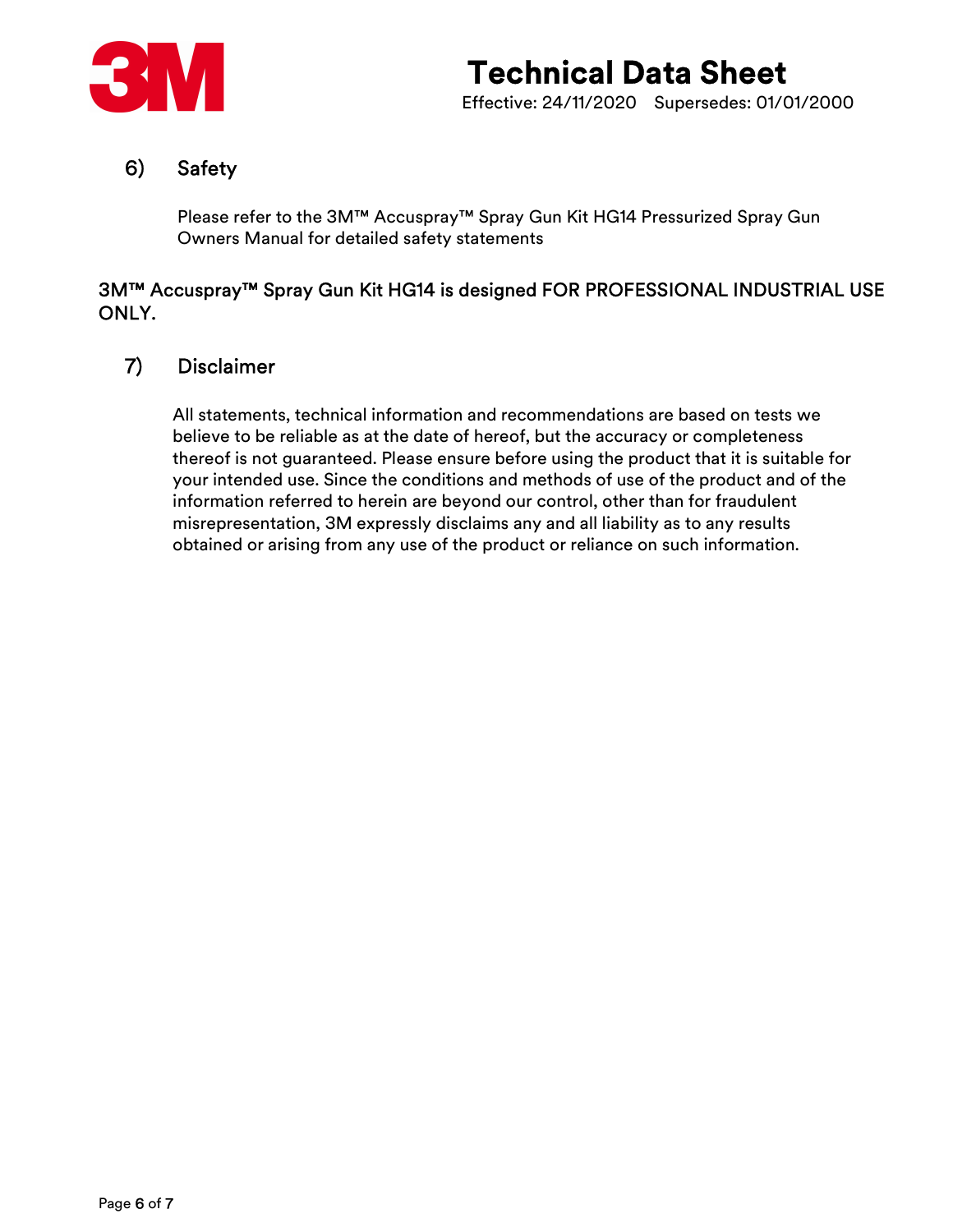## 6) Safety

Please refer to the 3M™ Accuspray™ Spray Gun Kit HG14 Pressurized Spray Gun Owners Manual for detailed safety statements

3M™ Accuspray™ Spray Gun Kit HG14 is designed FOR PROFESSIONAL INDUSTRIAL USE ONLY.

## 7) Disclaimer

All statements, technical information and recommendations are based on tests we believe to be reliable as at the date of hereof, but the accuracy or completeness thereof is not guaranteed. Please ensure before using the product that it is suitable for your intended use. Since the conditions and methods of use of the product and of the information referred to herein are beyond our control, other than for fraudulent misrepresentation, 3M expressly disclaims any and all liability as to any results obtained or arising from any use of the product or reliance on such information.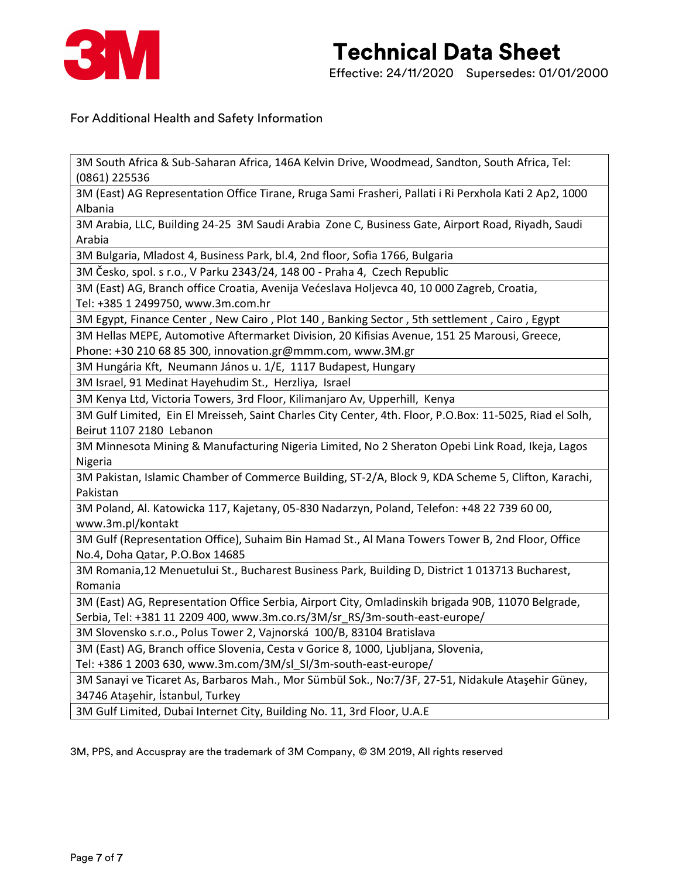# Technical Data Sheet

Effective: 24/11/2020 Supersedes: 01/01/2000

For Additional Health and Safety Information

| |
|---|
| 3M South Africa & Sub-Saharan Africa, 146A Kelvin Drive, Woodmead, Sandton, South Africa, Tel: (0861) 225536 |
| 3M (East) AG Representation Office Tirane, Rruga Sami Frasheri, Pallati i Ri Perxhola Kati 2 Ap2, 1000 Albania |
| 3M Arabia, LLC, Building 24-25 3M Saudi Arabia Zone C, Business Gate, Airport Road, Riyadh, Saudi Arabia |
| 3M Bulgaria, Mladost 4, Business Park, bl.4, 2nd floor, Sofia 1766, Bulgaria |
| 3M Česko, spol. s r.o., V Parku 2343/24, 148 00 - Praha 4, Czech Republic |
| 3M (East) AG, Branch office Croatia, Avenija Većeslava Holjevca 40, 10 000 Zagreb, Croatia, Tel: +385 1 2499750, www.3m.com.hr |
| 3M Egypt, Finance Center , New Cairo , Plot 140 , Banking Sector , 5th settlement , Cairo , Egypt |
| 3M Hellas MEPE, Automotive Aftermarket Division, 20 Kifisias Avenue, 151 25 Marousi, Greece, Phone: +30 210 68 85 300, innovation.gr@mmm.com, www.3M.gr |
| 3M Hungária Kft, Neumann János u. 1/E, 1117 Budapest, Hungary |
| 3M Israel, 91 Medinat Hayehudim St., Herzliya, Israel |
| 3M Kenya Ltd, Victoria Towers, 3rd Floor, Kilimanjaro Av, Upperhill, Kenya |
| 3M Gulf Limited, Ein El Mreisseh, Saint Charles City Center, 4th. Floor, P.O.Box: 11-5025, Riad el Solh, Beirut 1107 2180 Lebanon |
| 3M Minnesota Mining & Manufacturing Nigeria Limited, No 2 Sheraton Opebi Link Road, Ikeja, Lagos Nigeria |
| 3M Pakistan, Islamic Chamber of Commerce Building, ST-2/A, Block 9, KDA Scheme 5, Clifton, Karachi, Pakistan |
| 3M Poland, Al. Katowicka 117, Kajetany, 05-830 Nadarzyn, Poland, Telefon: +48 22 739 60 00, www.3m.pl/kontakt |
| 3M Gulf (Representation Office), Suhaim Bin Hamad St., Al Mana Towers Tower B, 2nd Floor, Office No.4, Doha Qatar, P.O.Box 14685 |
| 3M Romania,12 Menuetului St., Bucharest Business Park, Building D, District 1 013713 Bucharest, Romania |
| 3M (East) AG, Representation Office Serbia, Airport City, Omladinskih brigada 90B, 11070 Belgrade, Serbia, Tel: +381 11 2209 400, www.3m.co.rs/3M/sr_RS/3m-south-east-europe/ |
| 3M Slovensko s.r.o., Polus Tower 2, Vajnorská 100/B, 83104 Bratislava |
| 3M (East) AG, Branch office Slovenia, Cesta v Gorice 8, 1000, Ljubljana, Slovenia, Tel: +386 1 2003 630, www.3m.com/3M/sl_SI/3m-south-east-europe/ |
| 3M Sanayi ve Ticaret As, Barbaros Mah., Mor Sümbül Sok., No:7/3F, 27-51, Nidakule Ataşehir Güney, 34746 Ataşehir, İstanbul, Turkey |
| 3M Gulf Limited, Dubai Internet City, Building No. 11, 3rd Floor, U.A.E |

3M, PPS, and Accuspray are the trademark of 3M Company, © 3M 2019, All rights reserved